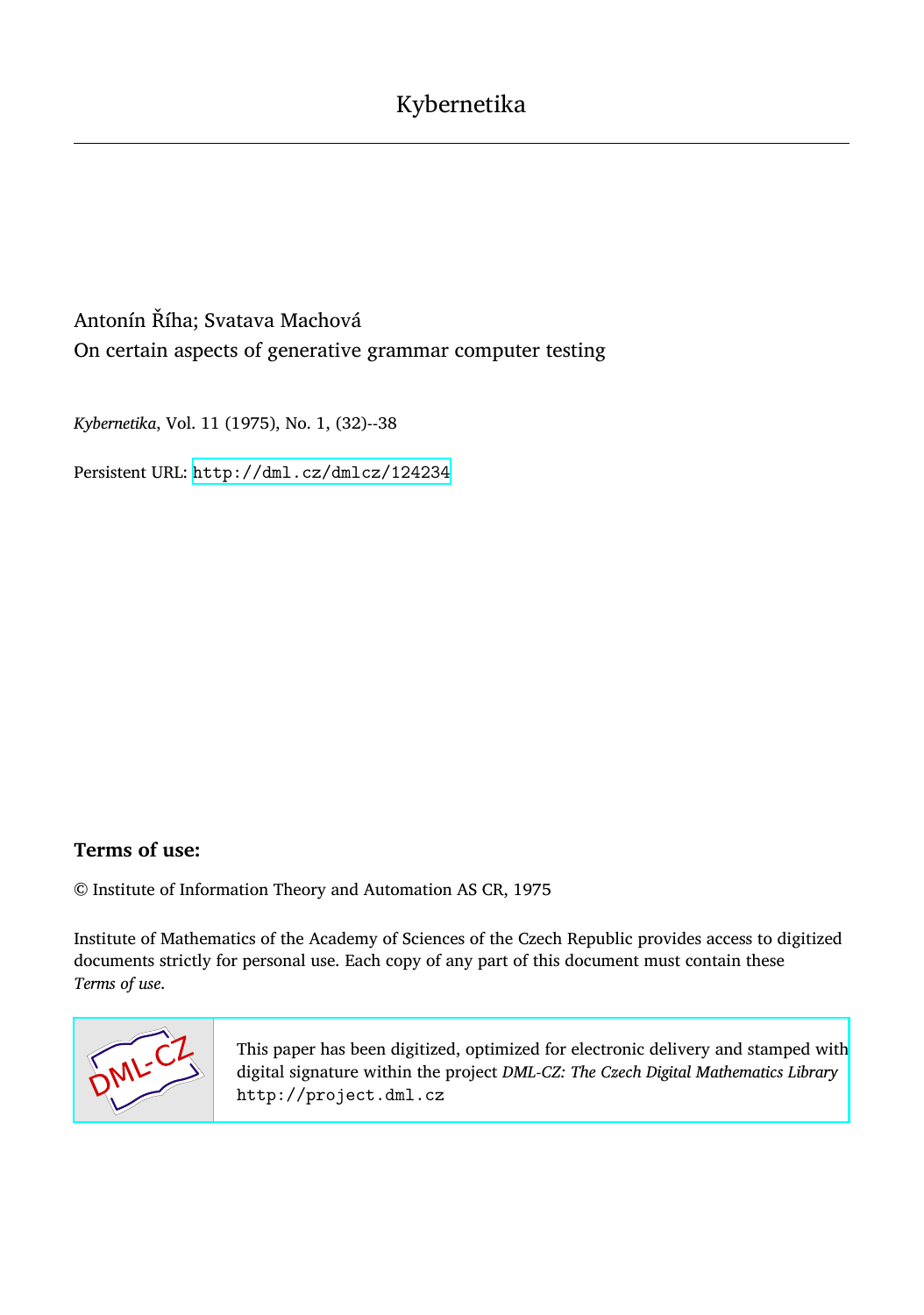Kybernetika

Antonín Říha; Svatava Machová
On certain aspects of generative grammar computer testing

*Kybernetika*, Vol. 11 (1975), No. 1, (32)--38

Persistent URL: http://dml.cz/dmlcz/124234

**Terms of use:**

© Institute of Information Theory and Automation AS CR, 1975

Institute of Mathematics of the Academy of Sciences of the Czech Republic provides access to digitized documents strictly for personal use. Each copy of any part of this document must contain these *Terms of use*.

This paper has been digitized, optimized for electronic delivery and stamped with digital signature within the project *DML-CZ: The Czech Digital Mathematics Library* http://project.dml.cz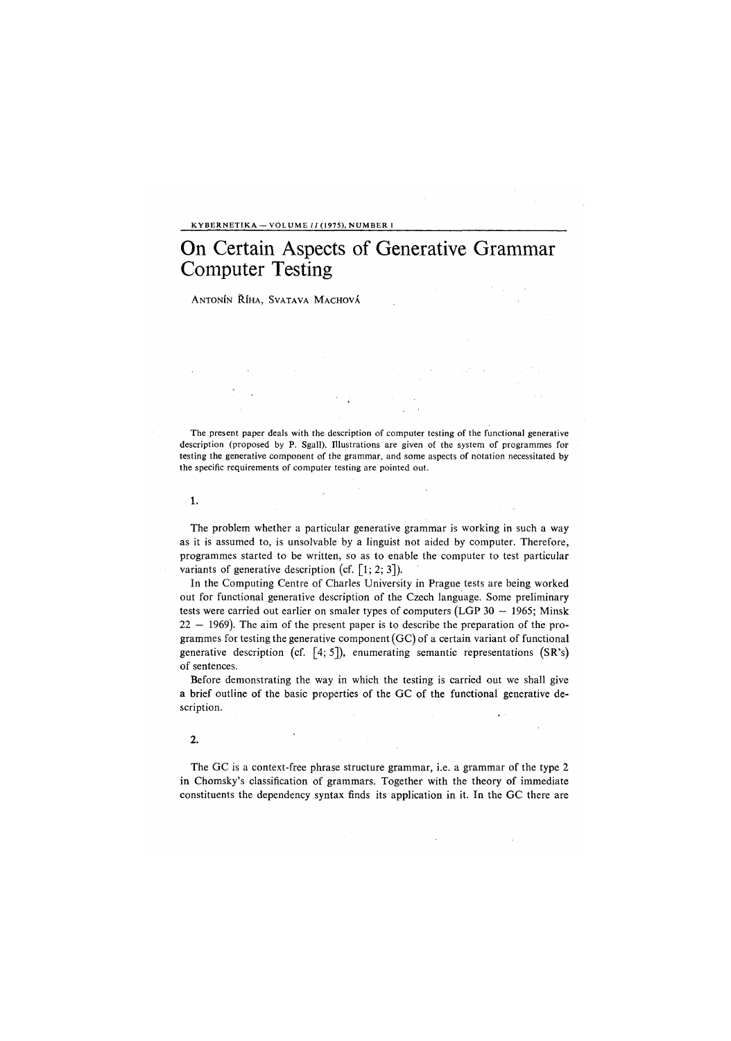# On Certain Aspects of Generative Grammar Computer Testing

ANTONÍN ŘÍHA, SVATAVA MACHOVÁ

The present paper deals with the description of computer testing of the functional generative description (proposed by P. Sgall). Illustrations are given of the system of programmes for testing the generative component of the grammar, and some aspects of notation necessitated by the specific requirements of computer testing are pointed out.

## 1.

The problem whether a particular generative grammar is working in such a way as it is assumed to, is unsolvable by a linguist not aided by computer. Therefore, programmes started to be written, so as to enable the computer to test particular variants of generative description (cf. [1; 2; 3]).

In the Computing Centre of Charles University in Prague tests are being worked out for functional generative description of the Czech language. Some preliminary tests were carried out earlier on smaler types of computers (LGP 30 – 1965; Minsk 22 – 1969). The aim of the present paper is to describe the preparation of the programmes for testing the generative component (GC) of a certain variant of functional generative description (cf. [4; 5]), enumerating semantic representations (SR's) of sentences.

Before demonstrating the way in which the testing is carried out we shall give a brief outline of the basic properties of the GC of the functional generative description.

## 2.

The GC is a context-free phrase structure grammar, i.e. a grammar of the type 2 in Chomsky's classification of grammars. Together with the theory of immediate constituents the dependency syntax finds its application in it. In the GC there are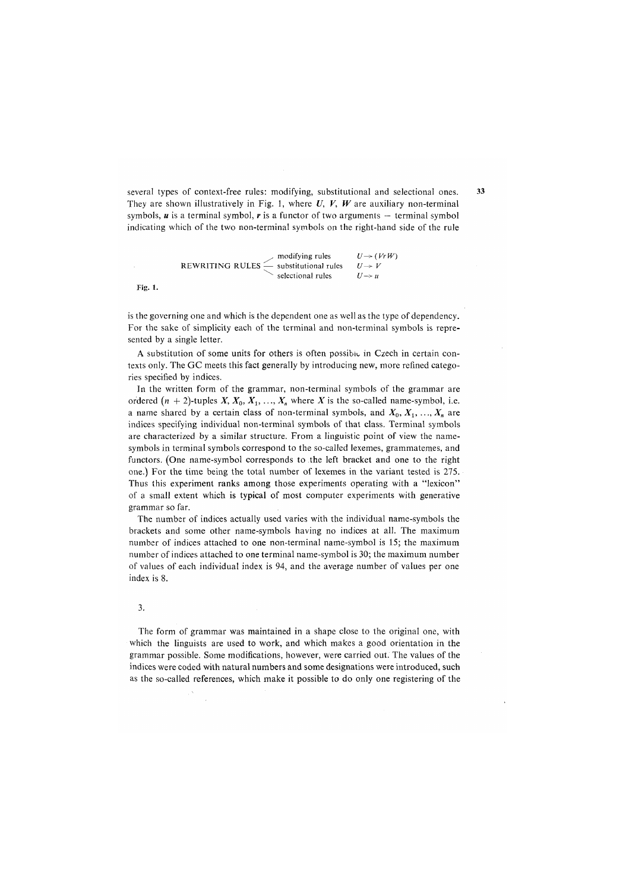several types of context-free rules: modifying, substitutional and selectional ones. They are shown illustratively in Fig. 1, where $U$, $V$, $W$ are auxiliary non-terminal symbols, $u$ is a terminal symbol, $r$ is a functor of two arguments – terminal symbol indicating which of the two non-terminal symbols on the right-hand side of the rule

| | | |
|---|---|---|
| REWRITING RULES | modifying rules | $U \to (VrW)$ |
| | substitutional rules | $U \to V$ |
| | selectional rules | $U \to u$ |

Fig. 1.

is the governing one and which is the dependent one as well as the type of dependency. For the sake of simplicity each of the terminal and non-terminal symbols is represented by a single letter.

A substitution of some units for others is often possible in Czech in certain contexts only. The GC meets this fact generally by introducing new, more refined categories specified by indices.

In the written form of the grammar, non-terminal symbols of the grammar are ordered $(n + 2)$-tuples $X, X_0, X_1, \ldots, X_n$ where $X$ is the so-called name-symbol, i.e. a name shared by a certain class of non-terminal symbols, and $X_0, X_1, \ldots, X_n$ are indices specifying individual non-terminal symbols of that class. Terminal symbols are characterized by a similar structure. From a linguistic point of view the name-symbols in terminal symbols correspond to the so-called lexemes, grammatemes, and functors. (One name-symbol corresponds to the left bracket and one to the right one.) For the time being the total number of lexemes in the variant tested is 275. Thus this experiment ranks among those experiments operating with a "lexicon" of a small extent which is typical of most computer experiments with generative grammar so far.

The number of indices actually used varies with the individual name-symbols the brackets and some other name-symbols having no indices at all. The maximum number of indices attached to one non-terminal name-symbol is 15; the maximum number of indices attached to one terminal name-symbol is 30; the maximum number of values of each individual index is 94, and the average number of values per one index is 8.

## 3.

The form of grammar was maintained in a shape close to the original one, with which the linguists are used to work, and which makes a good orientation in the grammar possible. Some modifications, however, were carried out. The values of the indices were coded with natural numbers and some designations were introduced, such as the so-called references, which make it possible to do only one registering of the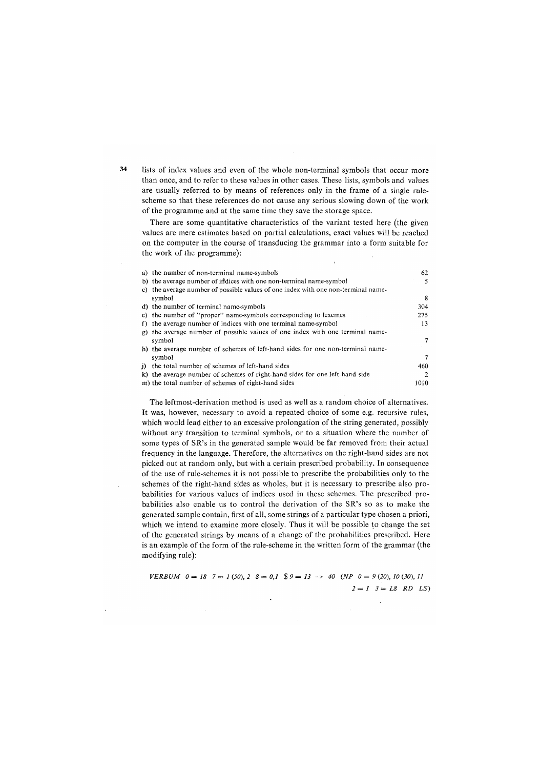lists of index values and even of the whole non-terminal symbols that occur more than once, and to refer to these values in other cases. These lists, symbols and values are usually referred to by means of references only in the frame of a single rule-scheme so that these references do not cause any serious slowing down of the work of the programme and at the same time they save the storage space.

There are some quantitative characteristics of the variant tested here (the given values are mere estimates based on partial calculations, exact values will be reached on the computer in the course of transducing the grammar into a form suitable for the work of the programme):

| | |
|---|---|
| a) the number of non-terminal name-symbols | 62 |
| b) the average number of indices with one non-terminal name-symbol | 5 |
| c) the average number of possible values of one index with one non-terminal name-symbol | 8 |
| d) the number of terminal name-symbols | 304 |
| e) the number of "proper" name-symbols corresponding to lexemes | 275 |
| f) the average number of indices with one terminal name-symbol | 13 |
| g) the average number of possible values of one index with one terminal name-symbol | 7 |
| h) the average number of schemes of left-hand sides for one non-terminal name-symbol | 7 |
| j) the total number of schemes of left-hand sides | 460 |
| k) the average number of schemes of right-hand sides for one left-hand side | 2 |
| m) the total number of schemes of right-hand sides | 1010 |

The leftmost-derivation method is used as well as a random choice of alternatives. It was, however, necessary to avoid a repeated choice of some e.g. recursive rules, which would lead either to an excessive prolongation of the string generated, possibly without any transition to terminal symbols, or to a situation where the number of some types of SR's in the generated sample would be far removed from their actual frequency in the language. Therefore, the alternatives on the right-hand sides are not picked out at random only, but with a certain prescribed probability. In consequence of the use of rule-schemes it is not possible to prescribe the probabilities only to the schemes of the right-hand sides as wholes, but it is necessary to prescribe also probabilities for various values of indices used in these schemes. The prescribed probabilities also enable us to control the derivation of the SR's so as to make the generated sample contain, first of all, some strings of a particular type chosen a priori, which we intend to examine more closely. Thus it will be possible to change the set of the generated strings by means of a change of the probabilities prescribed. Here is an example of the form of the rule-scheme in the written form of the grammar (the modifying rule):

*VERBUM 0 = 18 7 = 1 (50), 2 8 = 0,1 $ 9 = 13 → 40 (NP 0 = 9 (20), 10 (30), 11*
*2 = 1 3 = L8 RD LS)*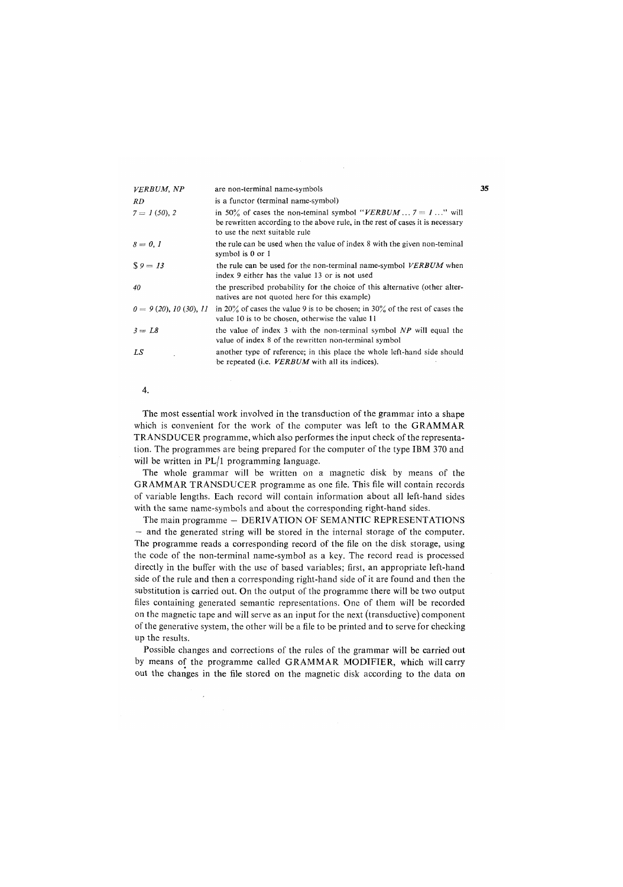| | |
|---|---|
| *VERBUM, NP* | are non-terminal name-symbols |
| *RD* | is a functor (terminal name-symbol) |
| *7 = 1 (50), 2* | in 50% of cases the non-teminal symbol "*VERBUM ... 7 = 1 ...*" will be rewritten according to the above rule, in the rest of cases it is necessary to use the next suitable rule |
| *8 = 0, 1* | the rule can be used when the value of index 8 with the given non-teminal symbol is 0 or 1 |
| *$ 9 = 13* | the rule can be used for the non-terminal name-symbol *VERBUM* when index 9 either has the value 13 or is not used |
| *40* | the prescribed probability for the choice of this alternative (other alternatives are not quoted here for this example) |
| *0 = 9 (20), 10 (30), 11* | in 20% of cases the value 9 is to be chosen; in 30% of the rest of cases the value 10 is to be chosen, otherwise the value 11 |
| *3 = L8* | the value of index 3 with the non-terminal symbol *NP* will equal the value of index 8 of the rewritten non-terminal symbol |
| *LS* | another type of reference; in this place the whole left-hand side should be repeated (i.e. *VERBUM* with all its indices). |

4.

The most essential work involved in the transduction of the grammar into a shape which is convenient for the work of the computer was left to the GRAMMAR TRANSDUCER programme, which also performes the input check of the representation. The programmes are being prepared for the computer of the type IBM 370 and will be written in PL/1 programming language.

The whole grammar will be written on a magnetic disk by means of the GRAMMAR TRANSDUCER programme as one file. This file will contain records of variable lengths. Each record will contain information about all left-hand sides with the same name-symbols and about the corresponding right-hand sides.

The main programme – DERIVATION OF SEMANTIC REPRESENTATIONS – and the generated string will be stored in the internal storage of the computer. The programme reads a corresponding record of the file on the disk storage, using the code of the non-terminal name-symbol as a key. The record read is processed directly in the buffer with the use of based variables; first, an appropriate left-hand side of the rule and then a corresponding right-hand side of it are found and then the substitution is carried out. On the output of the programme there will be two output files containing generated semantic representations. One of them will be recorded on the magnetic tape and will serve as an input for the next (transductive) component of the generative system, the other will be a file to be printed and to serve for checking up the results.

Possible changes and corrections of the rules of the grammar will be carried out by means of the programme called GRAMMAR MODIFIER, which will carry out the changes in the file stored on the magnetic disk according to the data on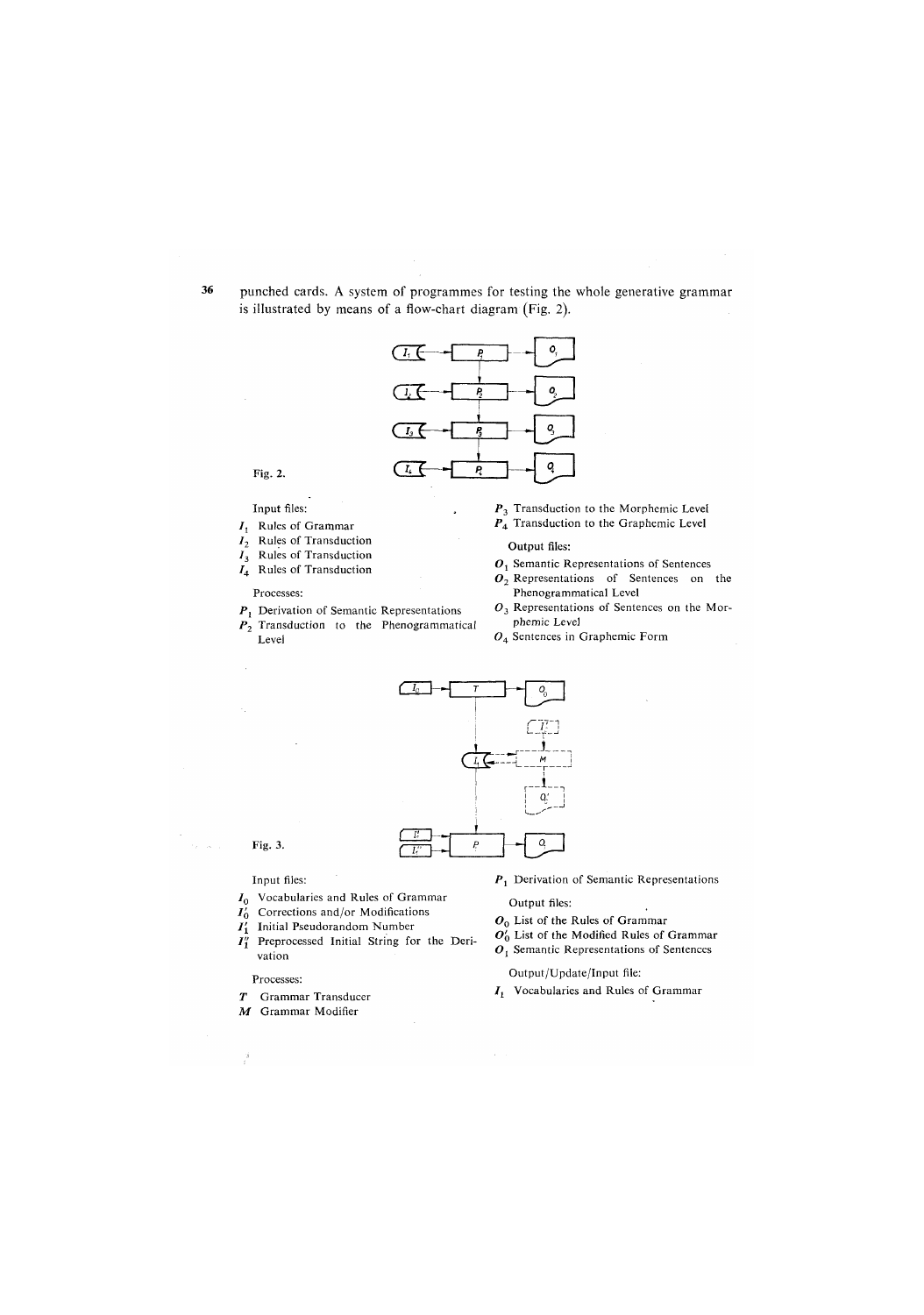punched cards. A system of programmes for testing the whole generative grammar is illustrated by means of a flow-chart diagram (Fig. 2).

Fig. 2.

Input files:

$I_1$ Rules of Grammar
$I_2$ Rules of Transduction
$I_3$ Rules of Transduction
$I_4$ Rules of Transduction

Processes:

$P_1$ Derivation of Semantic Representations
$P_2$ Transduction to the Phenogrammatical Level
$P_3$ Transduction to the Morphemic Level
$P_4$ Transduction to the Graphemic Level

Output files:

$O_1$ Semantic Representations of Sentences
$O_2$ Representations of Sentences on the Phenogrammatical Level
$O_3$ Representations of Sentences on the Morphemic Level
$O_4$ Sentences in Graphemic Form

Fig. 3.

Input files:

$I_0$ Vocabularies and Rules of Grammar
$I_0'$ Corrections and/or Modifications
$I_1'$ Initial Pseudorandom Number
$I_1''$ Preprocessed Initial String for the Derivation

Processes:

$T$ Grammar Transducer
$M$ Grammar Modifier
$P_1$ Derivation of Semantic Representations

Output files:

$O_0$ List of the Rules of Grammar
$O_0'$ List of the Modified Rules of Grammar
$O_1$ Semantic Representations of Sentences

Output/Update/Input file:

$I_1$ Vocabularies and Rules of Grammar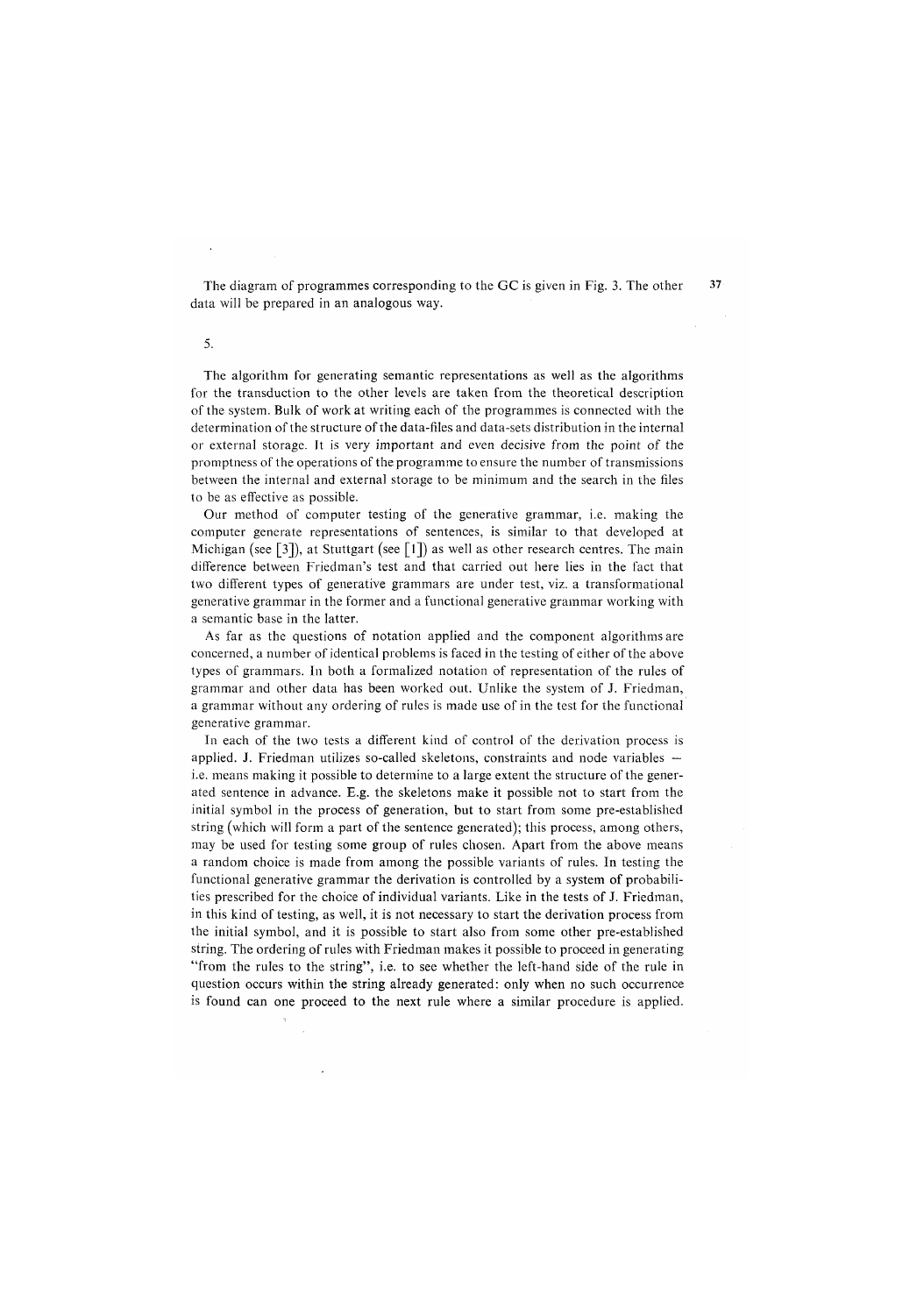The diagram of programmes corresponding to the GC is given in Fig. 3. The other data will be prepared in an analogous way.

5.

The algorithm for generating semantic representations as well as the algorithms for the transduction to the other levels are taken from the theoretical description of the system. Bulk of work at writing each of the programmes is connected with the determination of the structure of the data-files and data-sets distribution in the internal or external storage. It is very important and even decisive from the point of the promptness of the operations of the programme to ensure the number of transmissions between the internal and external storage to be minimum and the search in the files to be as effective as possible.

Our method of computer testing of the generative grammar, i.e. making the computer generate representations of sentences, is similar to that developed at Michigan (see [3]), at Stuttgart (see [1]) as well as other research centres. The main difference between Friedman's test and that carried out here lies in the fact that two different types of generative grammars are under test, viz. a transformational generative grammar in the former and a functional generative grammar working with a semantic base in the latter.

As far as the questions of notation applied and the component algorithms are concerned, a number of identical problems is faced in the testing of either of the above types of grammars. In both a formalized notation of representation of the rules of grammar and other data has been worked out. Unlike the system of J. Friedman, a grammar without any ordering of rules is made use of in the test for the functional generative grammar.

In each of the two tests a different kind of control of the derivation process is applied. J. Friedman utilizes so-called skeletons, constraints and node variables – i.e. means making it possible to determine to a large extent the structure of the generated sentence in advance. E.g. the skeletons make it possible not to start from the initial symbol in the process of generation, but to start from some pre-established string (which will form a part of the sentence generated); this process, among others, may be used for testing some group of rules chosen. Apart from the above means a random choice is made from among the possible variants of rules. In testing the functional generative grammar the derivation is controlled by a system of probabilities prescribed for the choice of individual variants. Like in the tests of J. Friedman, in this kind of testing, as well, it is not necessary to start the derivation process from the initial symbol, and it is possible to start also from some other pre-established string. The ordering of rules with Friedman makes it possible to proceed in generating "from the rules to the string", i.e. to see whether the left-hand side of the rule in question occurs within the string already generated: only when no such occurrence is found can one proceed to the next rule where a similar procedure is applied.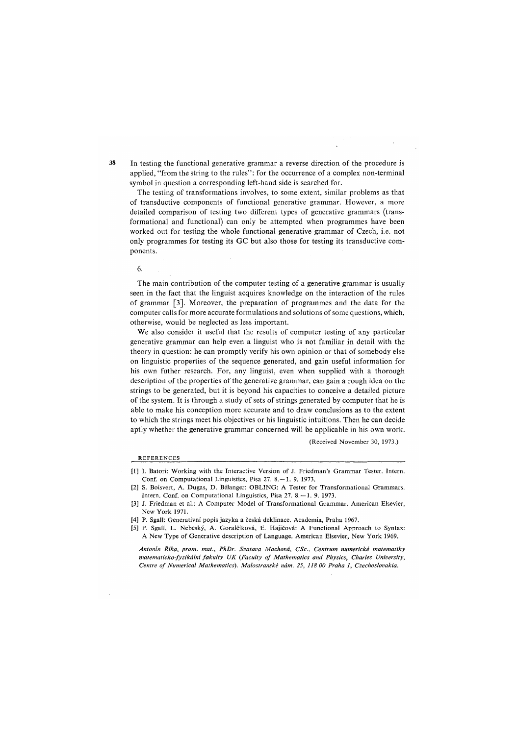In testing the functional generative grammar a reverse direction of the procedure is applied, "from the string to the rules": for the occurrence of a complex non-terminal symbol in question a corresponding left-hand side is searched for.

The testing of transformations involves, to some extent, similar problems as that of transductive components of functional generative grammar. However, a more detailed comparison of testing two different types of generative grammars (transformational and functional) can only be attempted when programmes have been worked out for testing the whole functional generative grammar of Czech, i.e. not only programmes for testing its GC but also those for testing its transductive components.

6.

The main contribution of the computer testing of a generative grammar is usually seen in the fact that the linguist acquires knowledge on the interaction of the rules of grammar [3]. Moreover, the preparation of programmes and the data for the computer calls for more accurate formulations and solutions of some questions, which, otherwise, would be neglected as less important.

We also consider it useful that the results of computer testing of any particular generative grammar can help even a linguist who is not familiar in detail with the theory in question: he can promptly verify his own opinion or that of somebody else on linguistic properties of the sequence generated, and gain useful information for his own futher research. For, any linguist, even when supplied with a thorough description of the properties of the generative grammar, can gain a rough idea on the strings to be generated, but it is beyond his capacities to conceive a detailed picture of the system. It is through a study of sets of strings generated by computer that he is able to make his conception more accurate and to draw conclusions as to the extent to which the strings meet his objectives or his linguistic intuitions. Then he can decide aptly whether the generative grammar concerned will be applicable in his own work.

(Received November 30, 1973.)

## REFERENCES

[1] I. Batori: Working with the Interactive Version of J. Friedman's Grammar Tester. Intern. Conf. on Computational Linguistics, Pisa 27. 8.—1. 9. 1973.

[2] S. Boisvert, A. Dugas, D. Bélanger: OBLING: A Tester for Transformational Grammars. Intern. Conf. on Computational Linguistics, Pisa 27. 8.—1. 9. 1973.

[3] J. Friedman et al.: A Computer Model of Transformational Grammar. American Elsevier, New York 1971.

[4] P. Sgall: Generativní popis jazyka a česká deklinace. Academia, Praha 1967.

[5] P. Sgall, L. Nebeský, A. Goralčíková, E. Hajičová: A Functional Approach to Syntax: A New Type of Generative description of Language. American Elsevier, New York 1969.

*Antonín Říha, prom. mat., PhDr. Svatava Machová, CSc.. Centrum numerické matematiky matematicko-fyzikální fakulty UK (Faculty of Mathematics and Physics, Charles University, Centre of Numerical Mathematics). Malostranské nám. 25, 118 00 Praha 1, Czechoslovakia.*